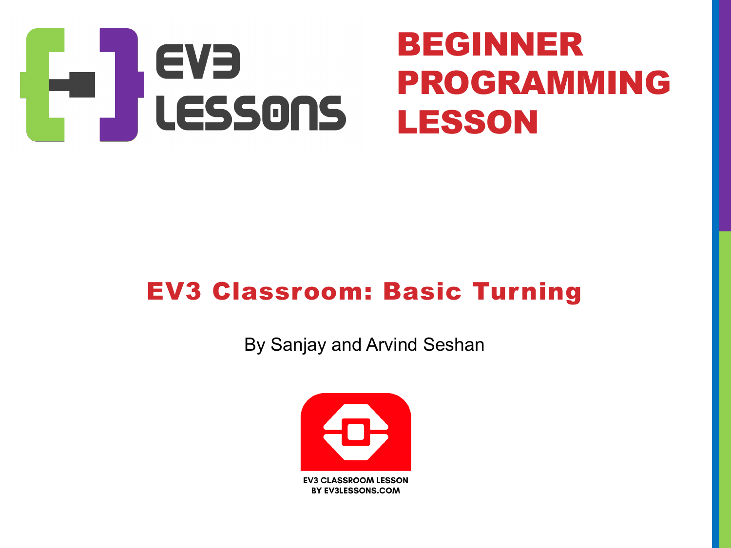# BEGINNER PROGRAMMING LESSON

## EV3 Classroom: Basic Turning

By Sanjay and Arvind Seshan

EV3 CLASSROOM LESSON
BY EV3LESSONS.COM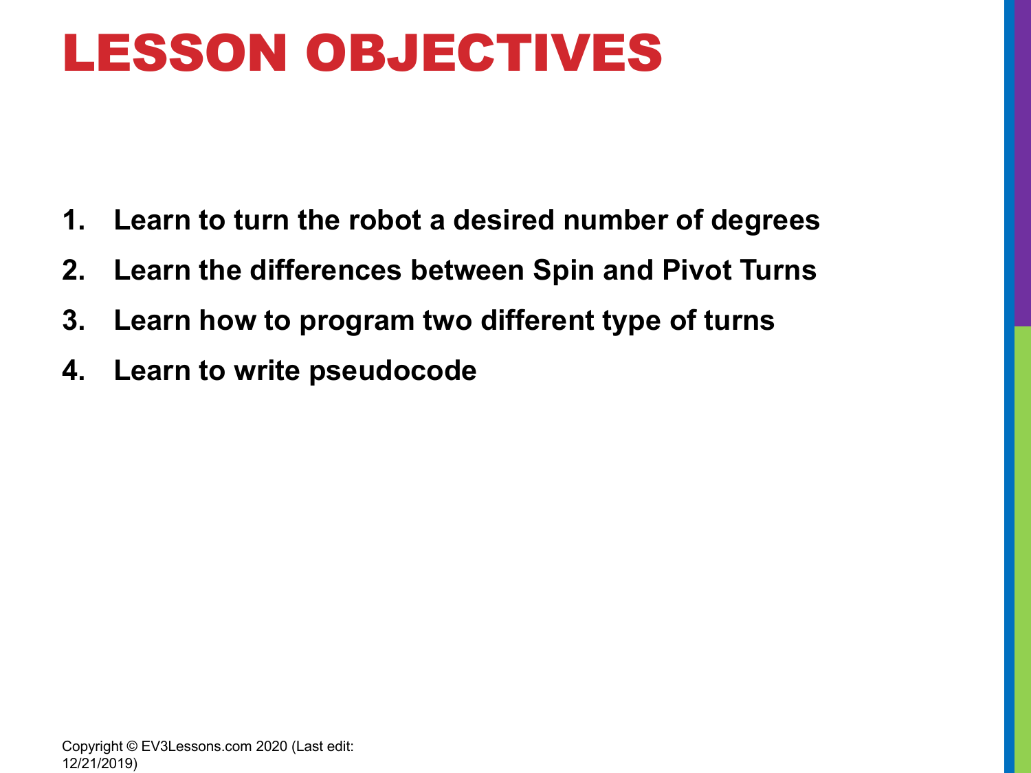# LESSON OBJECTIVES

1. **Learn to turn the robot a desired number of degrees**
2. **Learn the differences between Spin and Pivot Turns**
3. **Learn how to program two different type of turns**
4. **Learn to write pseudocode**

Copyright © EV3Lessons.com 2020 (Last edit: 12/21/2019)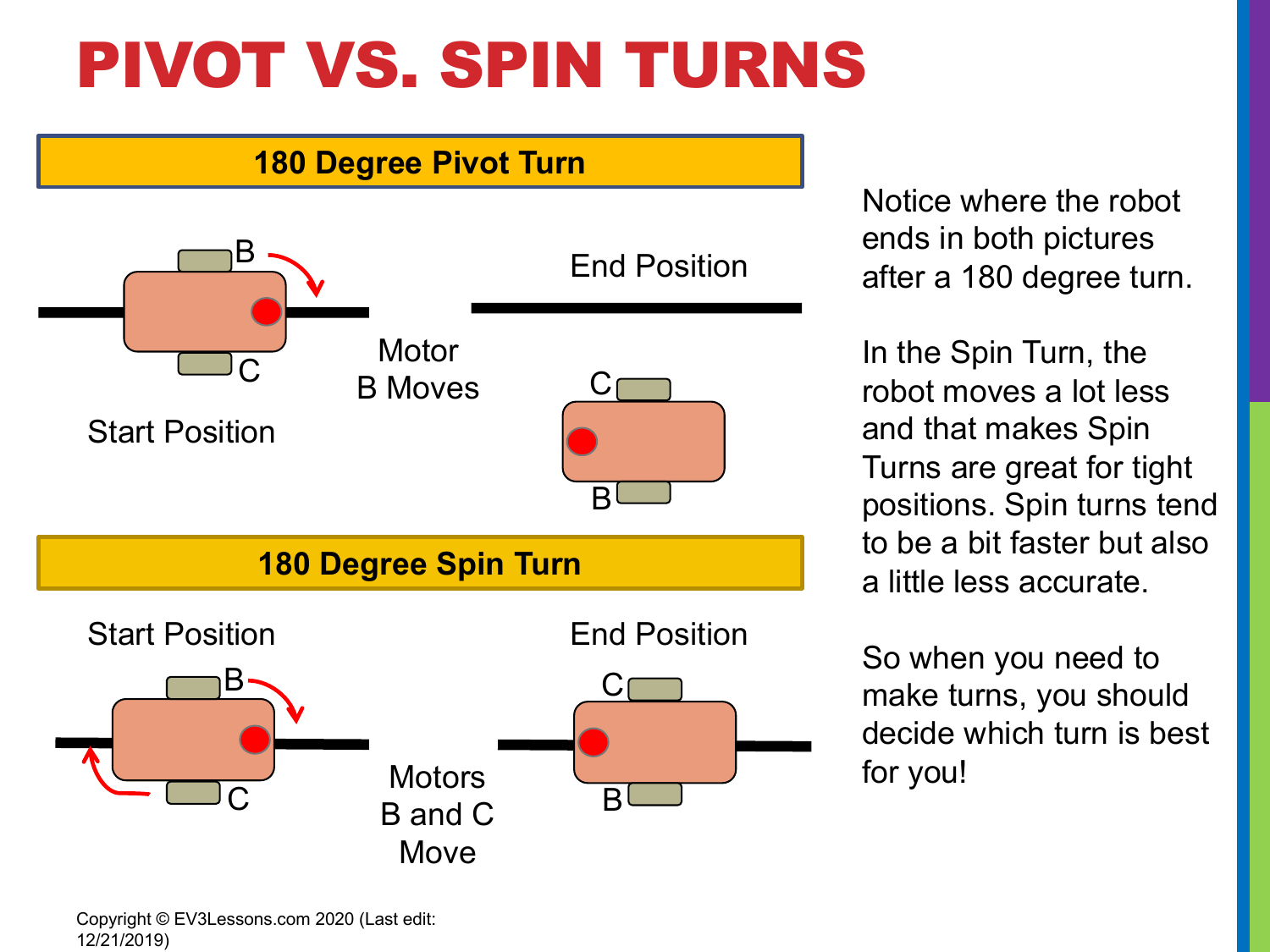# PIVOT VS. SPIN TURNS

## 180 Degree Pivot Turn

Start Position

Motor B Moves

End Position

## 180 Degree Spin Turn

Start Position

Motors B and C Move

End Position

Notice where the robot ends in both pictures after a 180 degree turn.

In the Spin Turn, the robot moves a lot less and that makes Spin Turns are great for tight positions. Spin turns tend to be a bit faster but also a little less accurate.

So when you need to make turns, you should decide which turn is best for you!

Copyright © EV3Lessons.com 2020 (Last edit: 12/21/2019)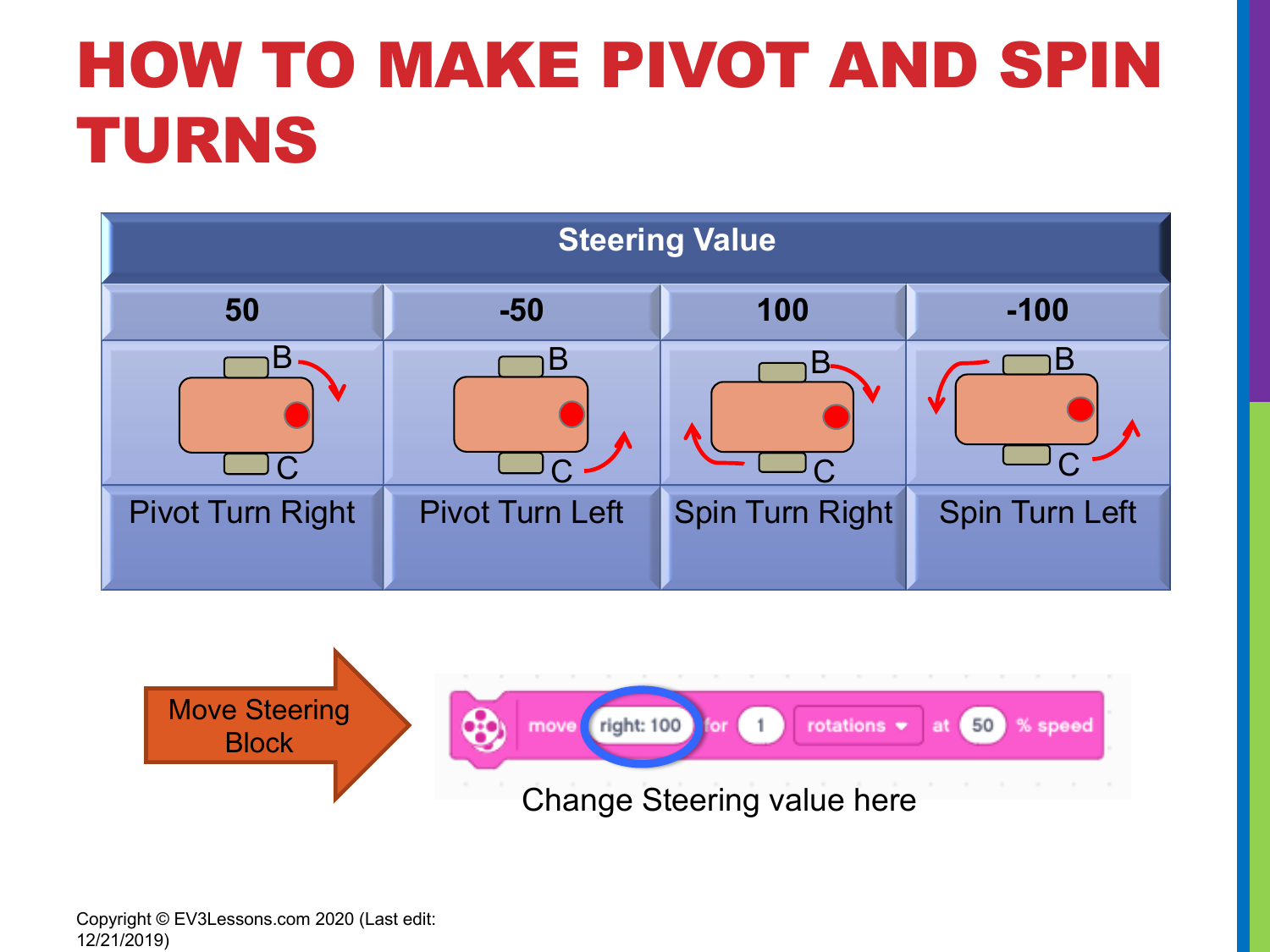# HOW TO MAKE PIVOT AND SPIN TURNS

| Steering Value | | | |
|---|---|---|---|
| 50 | -50 | 100 | -100 |
| B / C | B / C | B / C | B / C |
| Pivot Turn Right | Pivot Turn Left | Spin Turn Right | Spin Turn Left |

Move Steering Block

move right: 100 for 1 rotations at 50 % speed

Change Steering value here

Copyright © EV3Lessons.com 2020 (Last edit: 12/21/2019)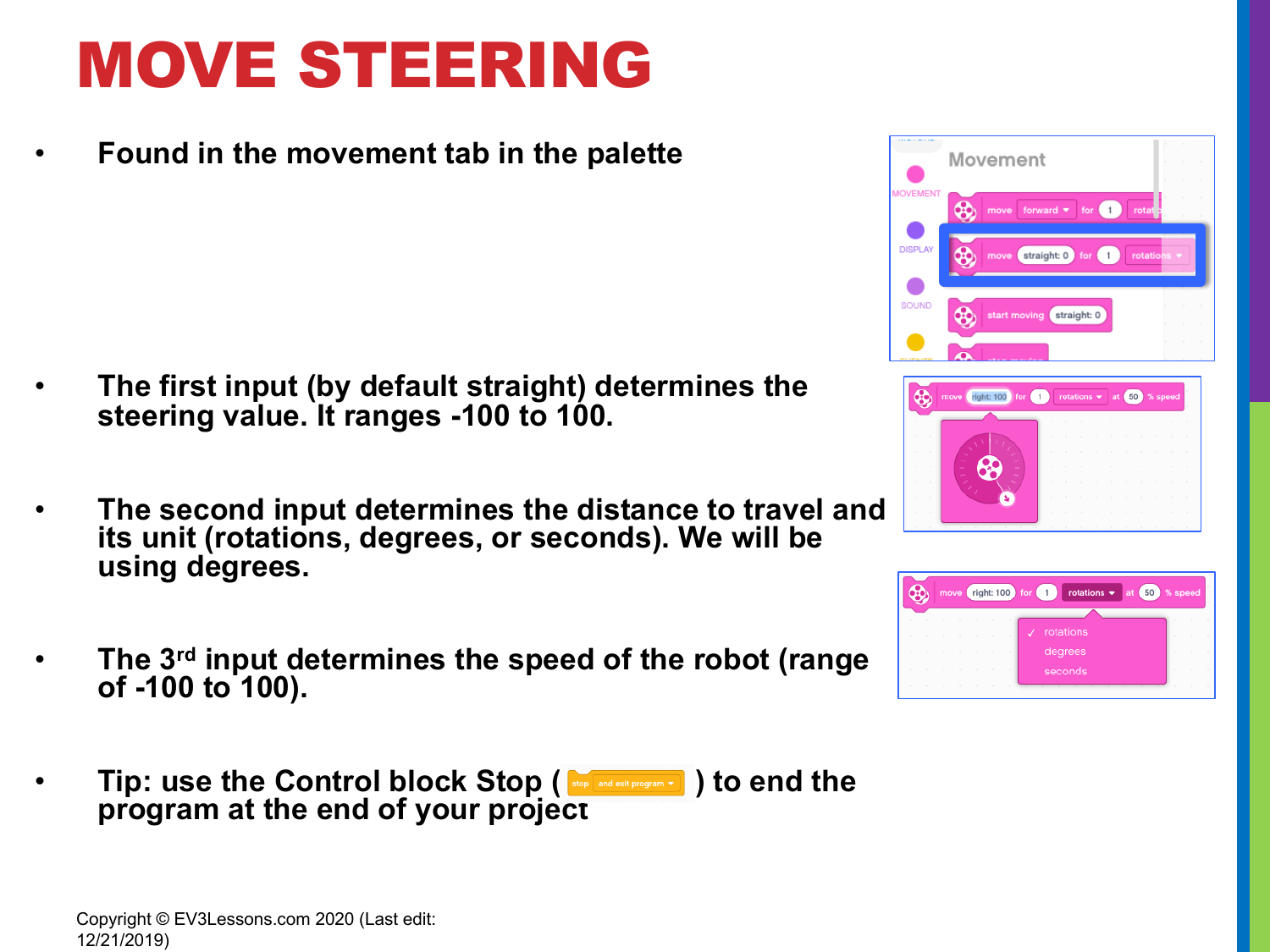# MOVE STEERING

- **Found in the movement tab in the palette**
- **The first input (by default straight) determines the steering value. It ranges -100 to 100.**
- **The second input determines the distance to travel and its unit (rotations, degrees, or seconds). We will be using degrees.**
- **The 3rd input determines the speed of the robot (range of -100 to 100).**
- **Tip: use the Control block Stop ( stop and exit program ) to end the program at the end of your project**

Copyright © EV3Lessons.com 2020 (Last edit: 12/21/2019)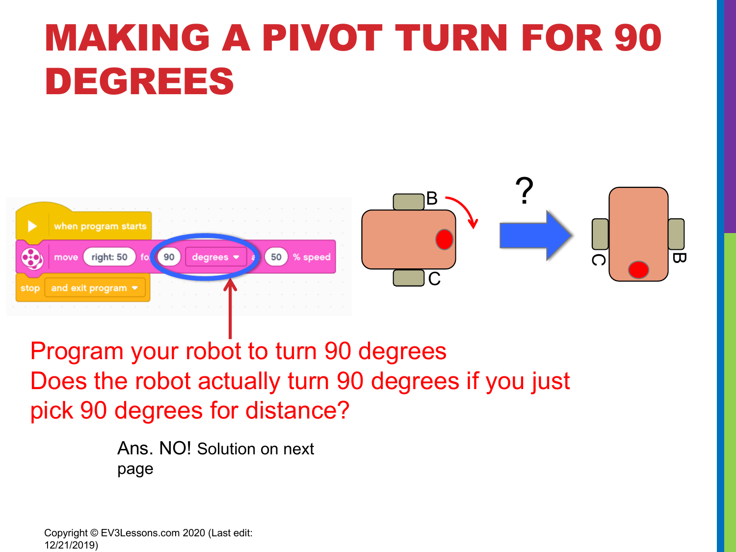# MAKING A PIVOT TURN FOR 90 DEGREES

Program your robot to turn 90 degrees

Does the robot actually turn 90 degrees if you just pick 90 degrees for distance?

Ans. NO! Solution on next page

Copyright © EV3Lessons.com 2020 (Last edit: 12/21/2019)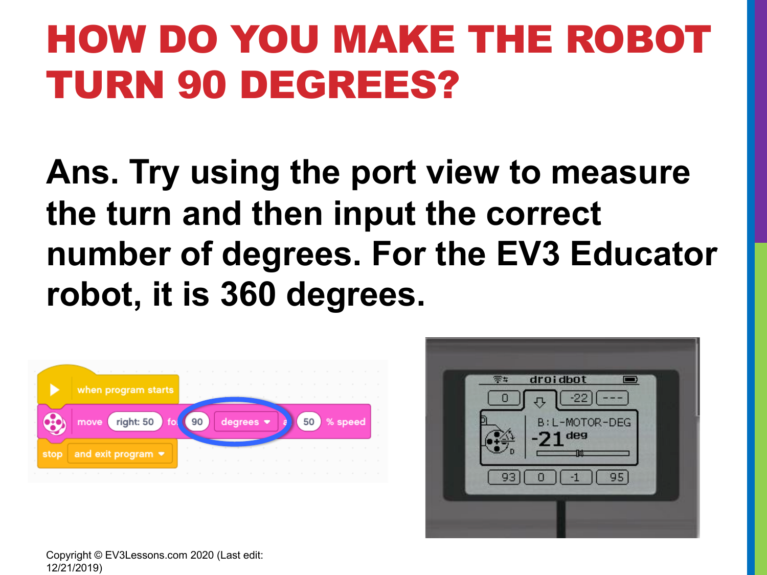# HOW DO YOU MAKE THE ROBOT TURN 90 DEGREES?

**Ans. Try using the port view to measure the turn and then input the correct number of degrees. For the EV3 Educator robot, it is 360 degrees.**

Copyright © EV3Lessons.com 2020 (Last edit: 12/21/2019)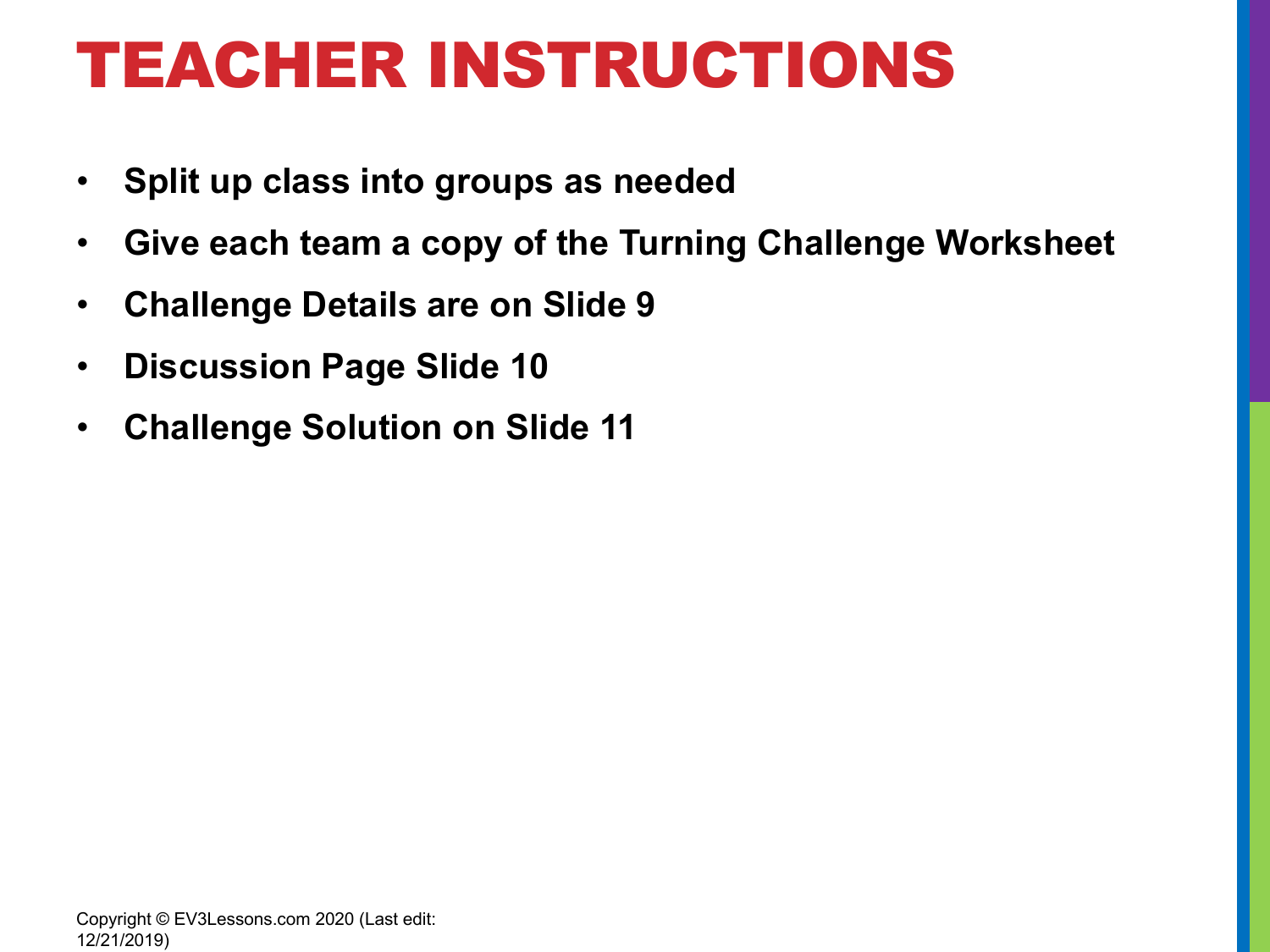# TEACHER INSTRUCTIONS

- **Split up class into groups as needed**
- **Give each team a copy of the Turning Challenge Worksheet**
- **Challenge Details are on Slide 9**
- **Discussion Page Slide 10**
- **Challenge Solution on Slide 11**

Copyright © EV3Lessons.com 2020 (Last edit: 12/21/2019)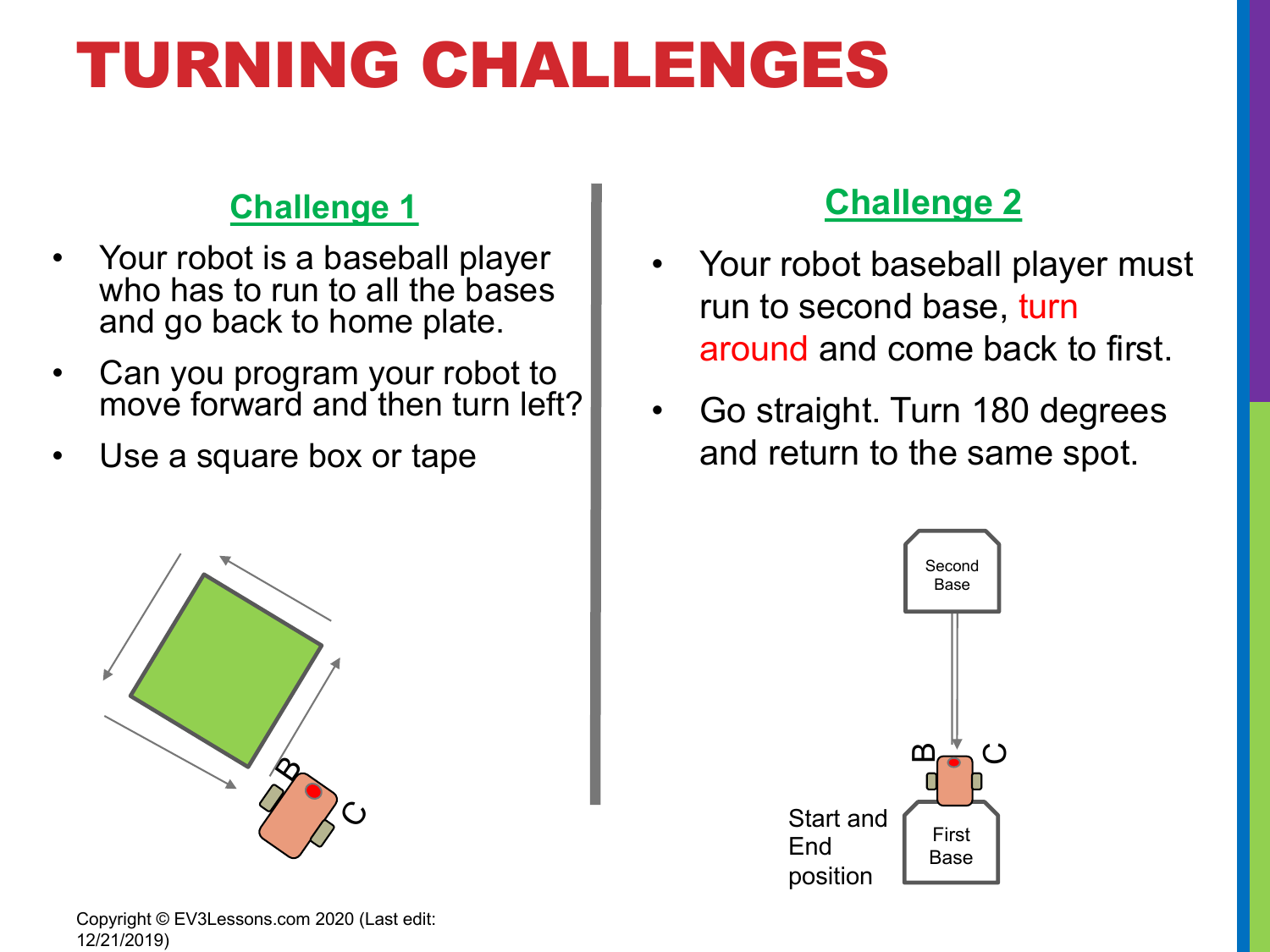# TURNING CHALLENGES

## Challenge 1

- Your robot is a baseball player who has to run to all the bases and go back to home plate.
- Can you program your robot to move forward and then turn left?
- Use a square box or tape

## Challenge 2

- Your robot baseball player must run to second base, turn around and come back to first.
- Go straight. Turn 180 degrees and return to the same spot.

Second Base

First Base

Start and End position

Copyright © EV3Lessons.com 2020 (Last edit: 12/21/2019)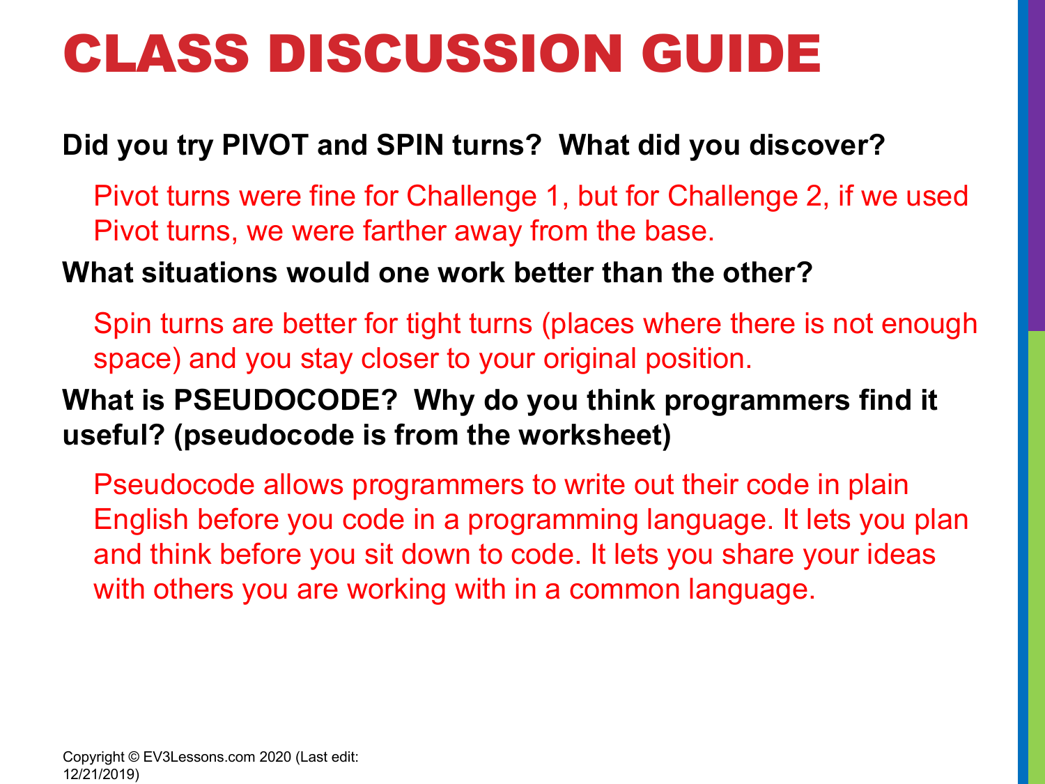# CLASS DISCUSSION GUIDE

**Did you try PIVOT and SPIN turns? What did you discover?**

Pivot turns were fine for Challenge 1, but for Challenge 2, if we used Pivot turns, we were farther away from the base.

**What situations would one work better than the other?**

Spin turns are better for tight turns (places where there is not enough space) and you stay closer to your original position.

**What is PSEUDOCODE? Why do you think programmers find it useful? (pseudocode is from the worksheet)**

Pseudocode allows programmers to write out their code in plain English before you code in a programming language. It lets you plan and think before you sit down to code. It lets you share your ideas with others you are working with in a common language.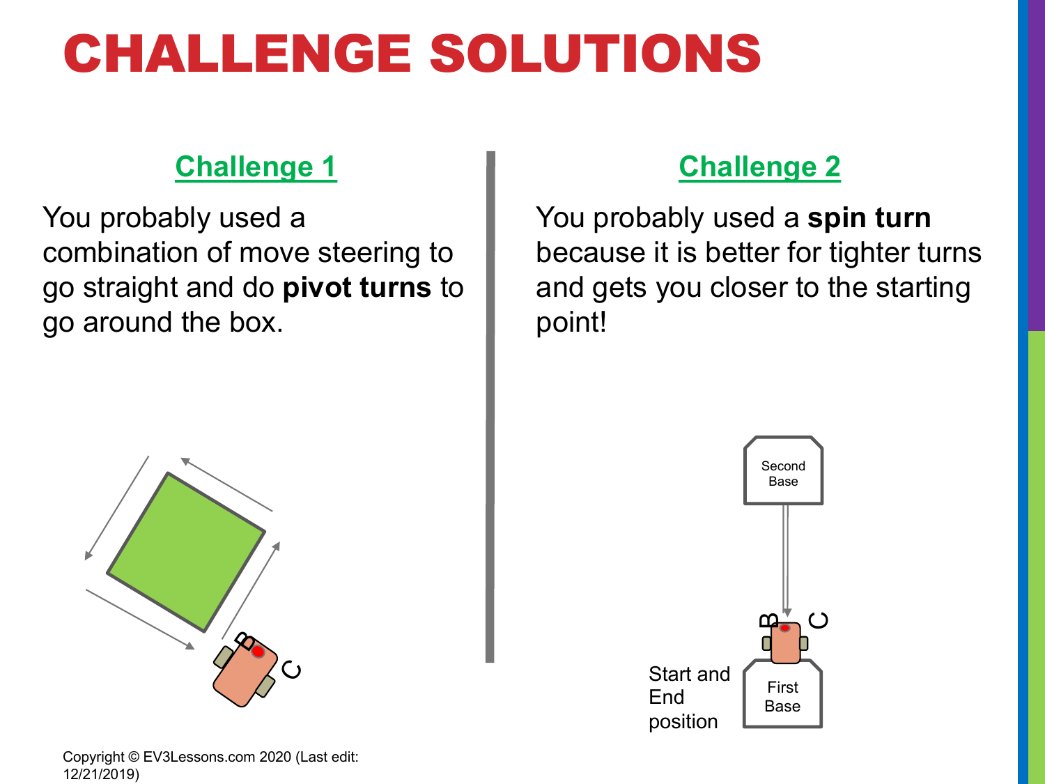# CHALLENGE SOLUTIONS

## Challenge 1

You probably used a combination of move steering to go straight and do **pivot turns** to go around the box.

## Challenge 2

You probably used a **spin turn** because it is better for tighter turns and gets you closer to the starting point!

Second Base

First Base

Start and End position

Copyright © EV3Lessons.com 2020 (Last edit: 12/21/2019)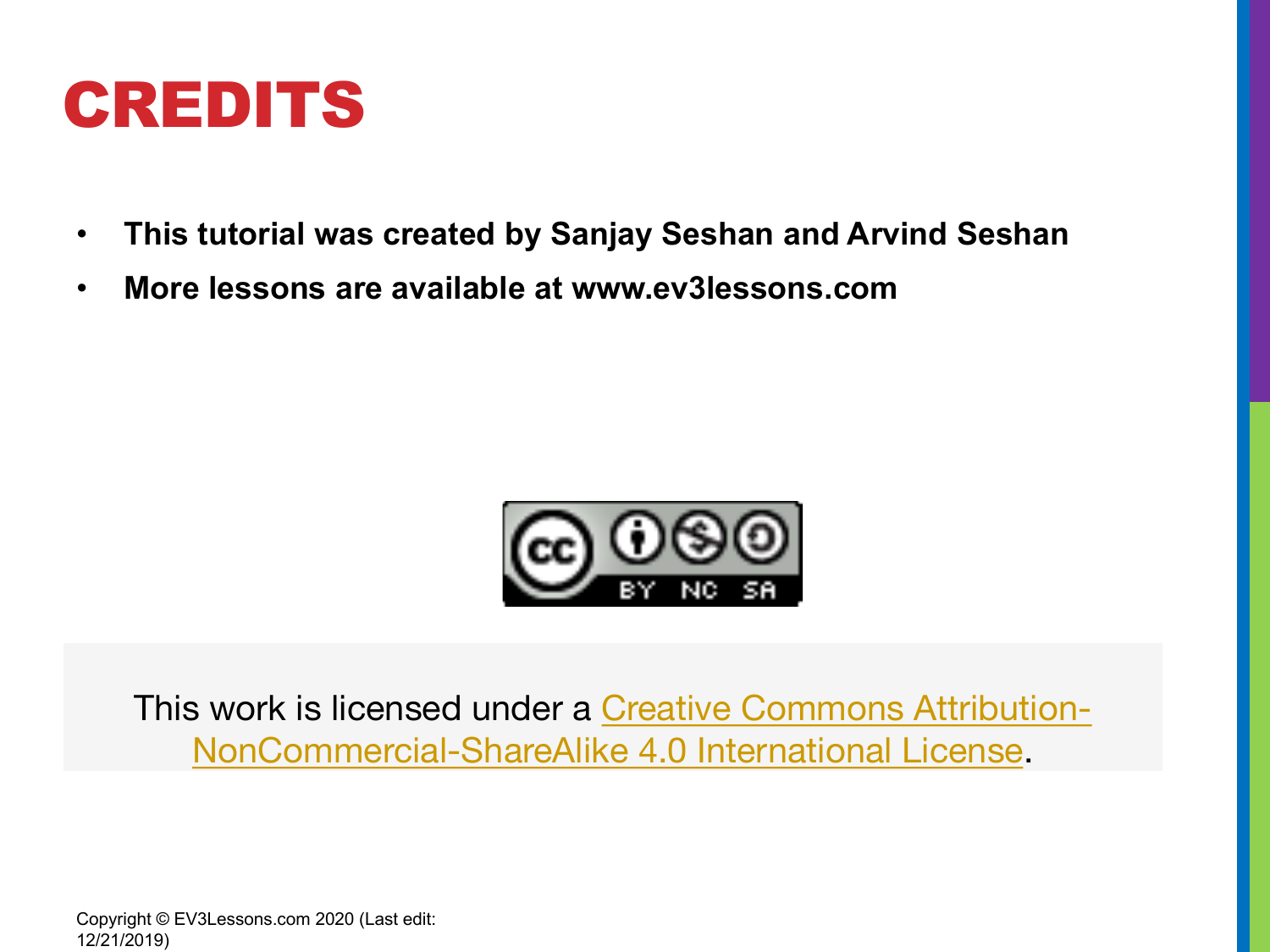# CREDITS

- **This tutorial was created by Sanjay Seshan and Arvind Seshan**
- **More lessons are available at www.ev3lessons.com**

This work is licensed under a Creative Commons Attribution-NonCommercial-ShareAlike 4.0 International License.

Copyright © EV3Lessons.com 2020 (Last edit: 12/21/2019)